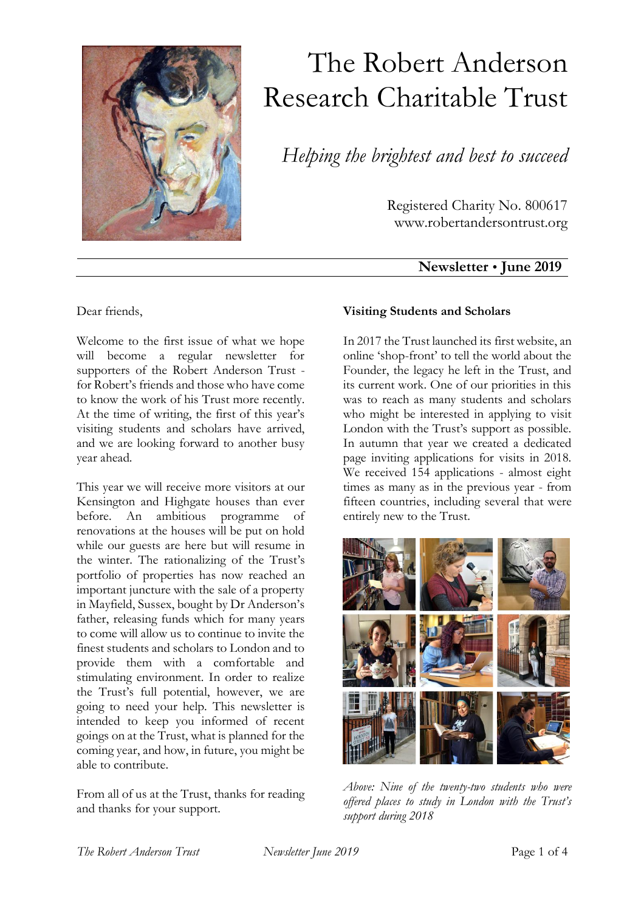# The Robert Anderson Research Charitable Trust

*Helping the brightest and best to succeed*

Registered Charity No. 800617
www.robertandersontrust.org

**Newsletter • June 2019**

Dear friends,

Welcome to the first issue of what we hope will become a regular newsletter for supporters of the Robert Anderson Trust - for Robert's friends and those who have come to know the work of his Trust more recently. At the time of writing, the first of this year's visiting students and scholars have arrived, and we are looking forward to another busy year ahead.

This year we will receive more visitors at our Kensington and Highgate houses than ever before. An ambitious programme of renovations at the houses will be put on hold while our guests are here but will resume in the winter. The rationalizing of the Trust's portfolio of properties has now reached an important juncture with the sale of a property in Mayfield, Sussex, bought by Dr Anderson's father, releasing funds which for many years to come will allow us to continue to invite the finest students and scholars to London and to provide them with a comfortable and stimulating environment. In order to realize the Trust's full potential, however, we are going to need your help. This newsletter is intended to keep you informed of recent goings on at the Trust, what is planned for the coming year, and how, in future, you might be able to contribute.

From all of us at the Trust, thanks for reading and thanks for your support.

**Visiting Students and Scholars**

In 2017 the Trust launched its first website, an online 'shop-front' to tell the world about the Founder, the legacy he left in the Trust, and its current work. One of our priorities in this was to reach as many students and scholars who might be interested in applying to visit London with the Trust's support as possible. In autumn that year we created a dedicated page inviting applications for visits in 2018. We received 154 applications - almost eight times as many as in the previous year - from fifteen countries, including several that were entirely new to the Trust.

*Above: Nine of the twenty-two students who were offered places to study in London with the Trust's support during 2018*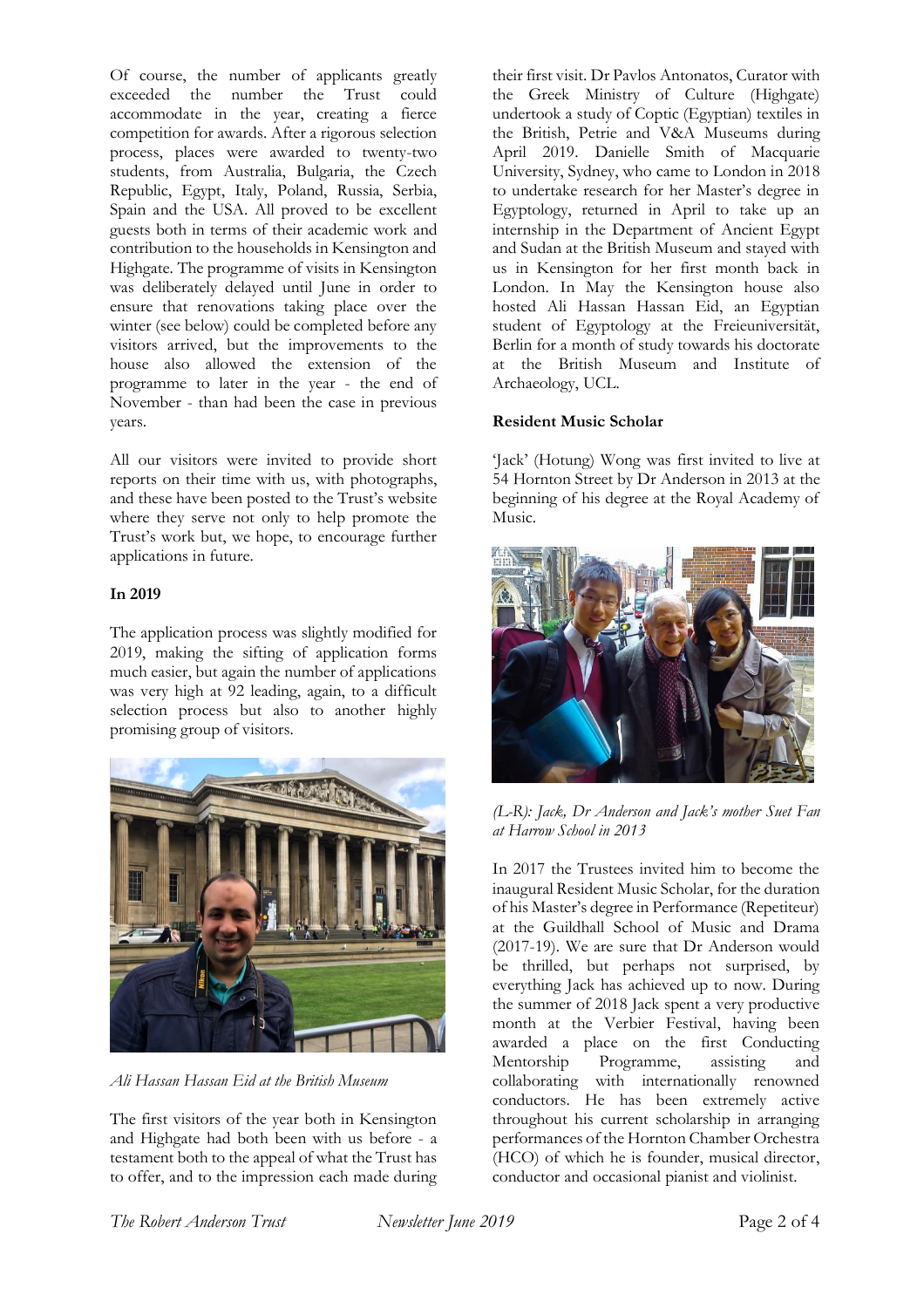Of course, the number of applicants greatly exceeded the number the Trust could accommodate in the year, creating a fierce competition for awards. After a rigorous selection process, places were awarded to twenty-two students, from Australia, Bulgaria, the Czech Republic, Egypt, Italy, Poland, Russia, Serbia, Spain and the USA. All proved to be excellent guests both in terms of their academic work and contribution to the households in Kensington and Highgate. The programme of visits in Kensington was deliberately delayed until June in order to ensure that renovations taking place over the winter (see below) could be completed before any visitors arrived, but the improvements to the house also allowed the extension of the programme to later in the year - the end of November - than had been the case in previous years.

All our visitors were invited to provide short reports on their time with us, with photographs, and these have been posted to the Trust's website where they serve not only to help promote the Trust's work but, we hope, to encourage further applications in future.

**In 2019**

The application process was slightly modified for 2019, making the sifting of application forms much easier, but again the number of applications was very high at 92 leading, again, to a difficult selection process but also to another highly promising group of visitors.

*Ali Hassan Hassan Eid at the British Museum*

The first visitors of the year both in Kensington and Highgate had both been with us before - a testament both to the appeal of what the Trust has to offer, and to the impression each made during their first visit. Dr Pavlos Antonatos, Curator with the Greek Ministry of Culture (Highgate) undertook a study of Coptic (Egyptian) textiles in the British, Petrie and V&A Museums during April 2019. Danielle Smith of Macquarie University, Sydney, who came to London in 2018 to undertake research for her Master's degree in Egyptology, returned in April to take up an internship in the Department of Ancient Egypt and Sudan at the British Museum and stayed with us in Kensington for her first month back in London. In May the Kensington house also hosted Ali Hassan Hassan Eid, an Egyptian student of Egyptology at the Freieuniversität, Berlin for a month of study towards his doctorate at the British Museum and Institute of Archaeology, UCL.

**Resident Music Scholar**

'Jack' (Hotung) Wong was first invited to live at 54 Hornton Street by Dr Anderson in 2013 at the beginning of his degree at the Royal Academy of Music.

*(L-R): Jack, Dr Anderson and Jack's mother Suet Fan at Harrow School in 2013*

In 2017 the Trustees invited him to become the inaugural Resident Music Scholar, for the duration of his Master's degree in Performance (Repetiteur) at the Guildhall School of Music and Drama (2017-19). We are sure that Dr Anderson would be thrilled, but perhaps not surprised, by everything Jack has achieved up to now. During the summer of 2018 Jack spent a very productive month at the Verbier Festival, having been awarded a place on the first Conducting Mentorship Programme, assisting and collaborating with internationally renowned conductors. He has been extremely active throughout his current scholarship in arranging performances of the Hornton Chamber Orchestra (HCO) of which he is founder, musical director, conductor and occasional pianist and violinist.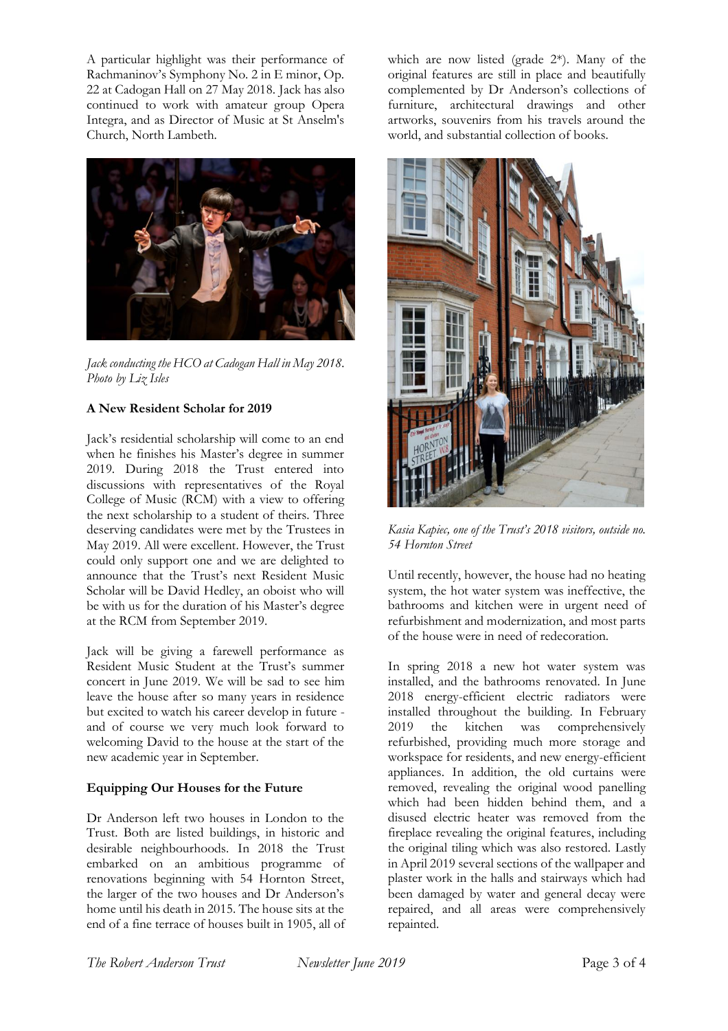A particular highlight was their performance of Rachmaninov's Symphony No. 2 in E minor, Op. 22 at Cadogan Hall on 27 May 2018. Jack has also continued to work with amateur group Opera Integra, and as Director of Music at St Anselm's Church, North Lambeth.

*Jack conducting the HCO at Cadogan Hall in May 2018. Photo by Liz Isles*

**A New Resident Scholar for 2019**

Jack's residential scholarship will come to an end when he finishes his Master's degree in summer 2019. During 2018 the Trust entered into discussions with representatives of the Royal College of Music (RCM) with a view to offering the next scholarship to a student of theirs. Three deserving candidates were met by the Trustees in May 2019. All were excellent. However, the Trust could only support one and we are delighted to announce that the Trust's next Resident Music Scholar will be David Hedley, an oboist who will be with us for the duration of his Master's degree at the RCM from September 2019.

Jack will be giving a farewell performance as Resident Music Student at the Trust's summer concert in June 2019. We will be sad to see him leave the house after so many years in residence but excited to watch his career develop in future - and of course we very much look forward to welcoming David to the house at the start of the new academic year in September.

**Equipping Our Houses for the Future**

Dr Anderson left two houses in London to the Trust. Both are listed buildings, in historic and desirable neighbourhoods. In 2018 the Trust embarked on an ambitious programme of renovations beginning with 54 Hornton Street, the larger of the two houses and Dr Anderson's home until his death in 2015. The house sits at the end of a fine terrace of houses built in 1905, all of which are now listed (grade 2*). Many of the original features are still in place and beautifully complemented by Dr Anderson's collections of furniture, architectural drawings and other artworks, souvenirs from his travels around the world, and substantial collection of books.

*Kasia Kapiec, one of the Trust's 2018 visitors, outside no. 54 Hornton Street*

Until recently, however, the house had no heating system, the hot water system was ineffective, the bathrooms and kitchen were in urgent need of refurbishment and modernization, and most parts of the house were in need of redecoration.

In spring 2018 a new hot water system was installed, and the bathrooms renovated. In June 2018 energy-efficient electric radiators were installed throughout the building. In February 2019 the kitchen was comprehensively refurbished, providing much more storage and workspace for residents, and new energy-efficient appliances. In addition, the old curtains were removed, revealing the original wood panelling which had been hidden behind them, and a disused electric heater was removed from the fireplace revealing the original features, including the original tiling which was also restored. Lastly in April 2019 several sections of the wallpaper and plaster work in the halls and stairways which had been damaged by water and general decay were repaired, and all areas were comprehensively repainted.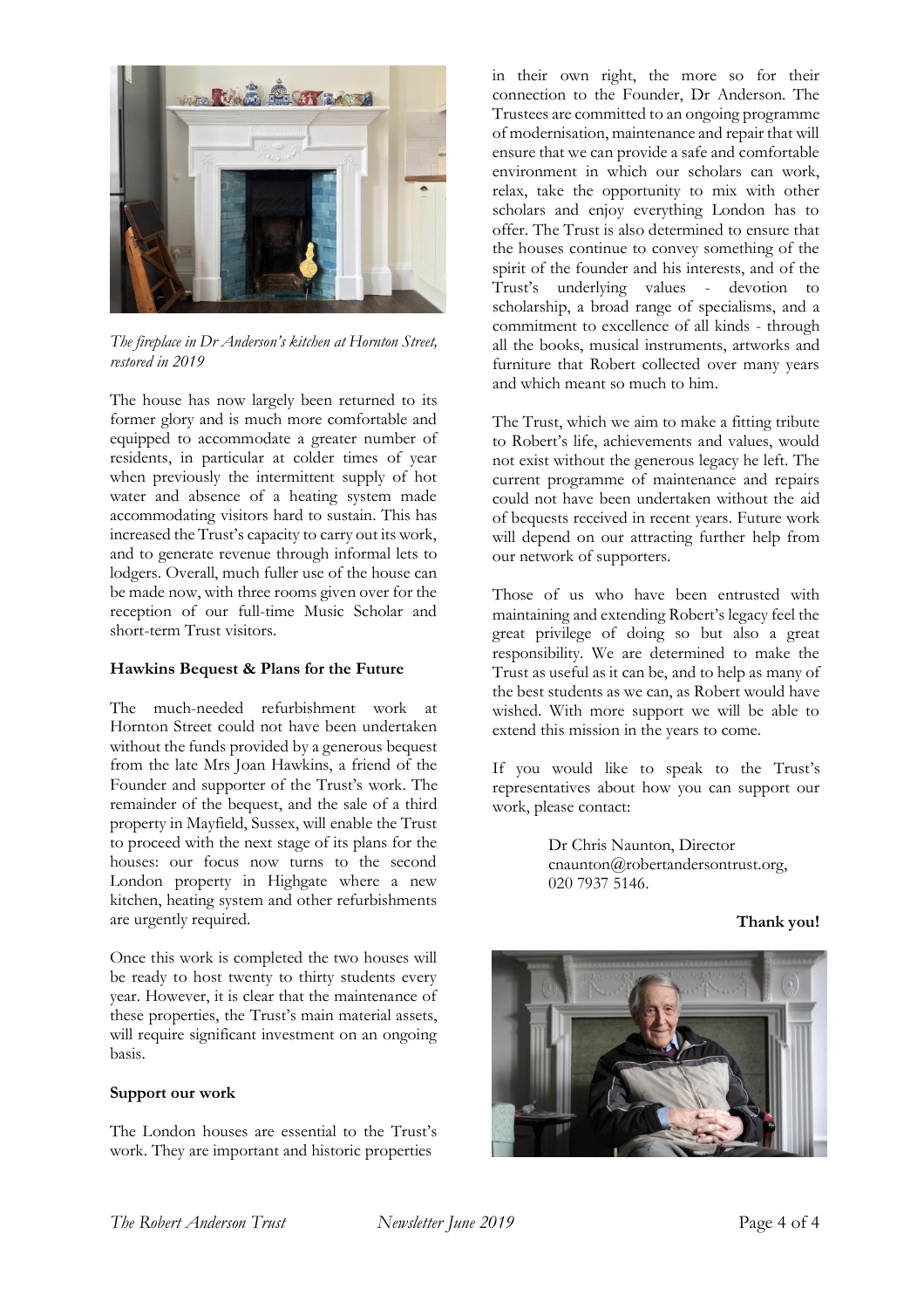*The fireplace in Dr Anderson's kitchen at Hornton Street, restored in 2019*

The house has now largely been returned to its former glory and is much more comfortable and equipped to accommodate a greater number of residents, in particular at colder times of year when previously the intermittent supply of hot water and absence of a heating system made accommodating visitors hard to sustain. This has increased the Trust's capacity to carry out its work, and to generate revenue through informal lets to lodgers. Overall, much fuller use of the house can be made now, with three rooms given over for the reception of our full-time Music Scholar and short-term Trust visitors.

**Hawkins Bequest & Plans for the Future**

The much-needed refurbishment work at Hornton Street could not have been undertaken without the funds provided by a generous bequest from the late Mrs Joan Hawkins, a friend of the Founder and supporter of the Trust's work. The remainder of the bequest, and the sale of a third property in Mayfield, Sussex, will enable the Trust to proceed with the next stage of its plans for the houses: our focus now turns to the second London property in Highgate where a new kitchen, heating system and other refurbishments are urgently required.

Once this work is completed the two houses will be ready to host twenty to thirty students every year. However, it is clear that the maintenance of these properties, the Trust's main material assets, will require significant investment on an ongoing basis.

**Support our work**

The London houses are essential to the Trust's work. They are important and historic properties in their own right, the more so for their connection to the Founder, Dr Anderson. The Trustees are committed to an ongoing programme of modernisation, maintenance and repair that will ensure that we can provide a safe and comfortable environment in which our scholars can work, relax, take the opportunity to mix with other scholars and enjoy everything London has to offer. The Trust is also determined to ensure that the houses continue to convey something of the spirit of the founder and his interests, and of the Trust's underlying values - devotion to scholarship, a broad range of specialisms, and a commitment to excellence of all kinds - through all the books, musical instruments, artworks and furniture that Robert collected over many years and which meant so much to him.

The Trust, which we aim to make a fitting tribute to Robert's life, achievements and values, would not exist without the generous legacy he left. The current programme of maintenance and repairs could not have been undertaken without the aid of bequests received in recent years. Future work will depend on our attracting further help from our network of supporters.

Those of us who have been entrusted with maintaining and extending Robert's legacy feel the great privilege of doing so but also a great responsibility. We are determined to make the Trust as useful as it can be, and to help as many of the best students as we can, as Robert would have wished. With more support we will be able to extend this mission in the years to come.

If you would like to speak to the Trust's representatives about how you can support our work, please contact:

Dr Chris Naunton, Director
cnaunton@robertandersontrust.org,
020 7937 5146.

**Thank you!**